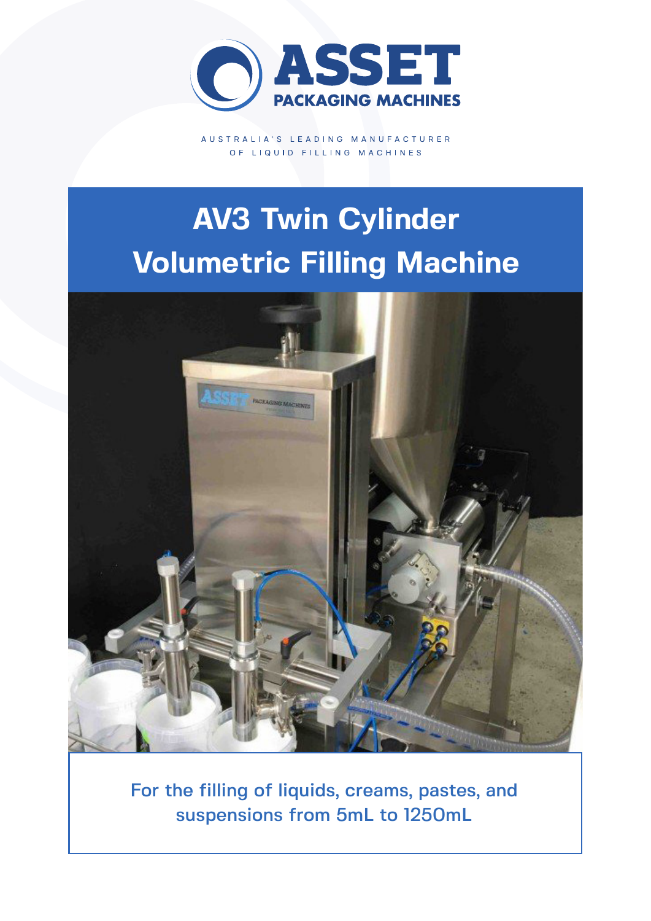ASSET PACKAGING MACHINES

AUSTRALIA'S LEADING MANUFACTURER OF LIQUID FILLING MACHINES

# AV3 Twin Cylinder Volumetric Filling Machine

For the filling of liquids, creams, pastes, and suspensions from 5mL to 1250mL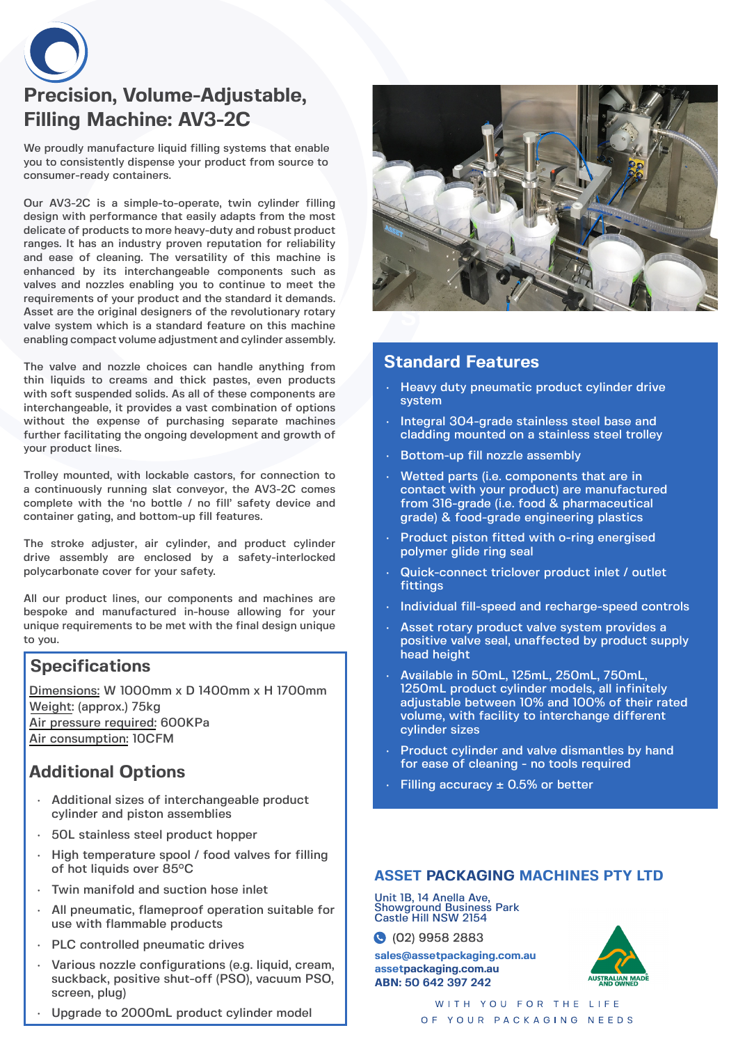# Precision, Volume-Adjustable, Filling Machine: AV3-2C

We proudly manufacture liquid filling systems that enable you to consistently dispense your product from source to consumer-ready containers.

Our AV3-2C is a simple-to-operate, twin cylinder filling design with performance that easily adapts from the most delicate of products to more heavy-duty and robust product ranges. It has an industry proven reputation for reliability and ease of cleaning. The versatility of this machine is enhanced by its interchangeable components such as valves and nozzles enabling you to continue to meet the requirements of your product and the standard it demands. Asset are the original designers of the revolutionary rotary valve system which is a standard feature on this machine enabling compact volume adjustment and cylinder assembly.

The valve and nozzle choices can handle anything from thin liquids to creams and thick pastes, even products with soft suspended solids. As all of these components are interchangeable, it provides a vast combination of options without the expense of purchasing separate machines further facilitating the ongoing development and growth of your product lines.

Trolley mounted, with lockable castors, for connection to a continuously running slat conveyor, the AV3-2C comes complete with the 'no bottle / no fill' safety device and container gating, and bottom-up fill features.

The stroke adjuster, air cylinder, and product cylinder drive assembly are enclosed by a safety-interlocked polycarbonate cover for your safety.

All our product lines, our components and machines are bespoke and manufactured in-house allowing for your unique requirements to be met with the final design unique to you.

## Specifications

Dimensions: W 1000mm x D 1400mm x H 1700mm
Weight: (approx.) 75kg
Air pressure required: 600KPa
Air consumption: 10CFM

## Additional Options

- Additional sizes of interchangeable product cylinder and piston assemblies
- 50L stainless steel product hopper
- High temperature spool / food valves for filling of hot liquids over 85°C
- Twin manifold and suction hose inlet
- All pneumatic, flameproof operation suitable for use with flammable products
- PLC controlled pneumatic drives
- Various nozzle configurations (e.g. liquid, cream, suckback, positive shut-off (PSO), vacuum PSO, screen, plug)
- Upgrade to 2000mL product cylinder model

## Standard Features

- Heavy duty pneumatic product cylinder drive system
- Integral 304-grade stainless steel base and cladding mounted on a stainless steel trolley
- Bottom-up fill nozzle assembly
- Wetted parts (i.e. components that are in contact with your product) are manufactured from 316-grade (i.e. food & pharmaceutical grade) & food-grade engineering plastics
- Product piston fitted with o-ring energised polymer glide ring seal
- Quick-connect triclover product inlet / outlet fittings
- Individual fill-speed and recharge-speed controls
- Asset rotary product valve system provides a positive valve seal, unaffected by product supply head height
- Available in 50mL, 125mL, 250mL, 750mL, 1250mL product cylinder models, all infinitely adjustable between 10% and 100% of their rated volume, with facility to interchange different cylinder sizes
- Product cylinder and valve dismantles by hand for ease of cleaning - no tools required
- Filling accuracy ± 0.5% or better

## ASSET PACKAGING MACHINES PTY LTD

Unit 1B, 14 Anella Ave,
Showground Business Park
Castle Hill NSW 2154

(02) 9958 2883

sales@assetpackaging.com.au
assetpackaging.com.au
ABN: 50 642 397 242

AUSTRALIAN MADE AND OWNED

WITH YOU FOR THE LIFE OF YOUR PACKAGING NEEDS